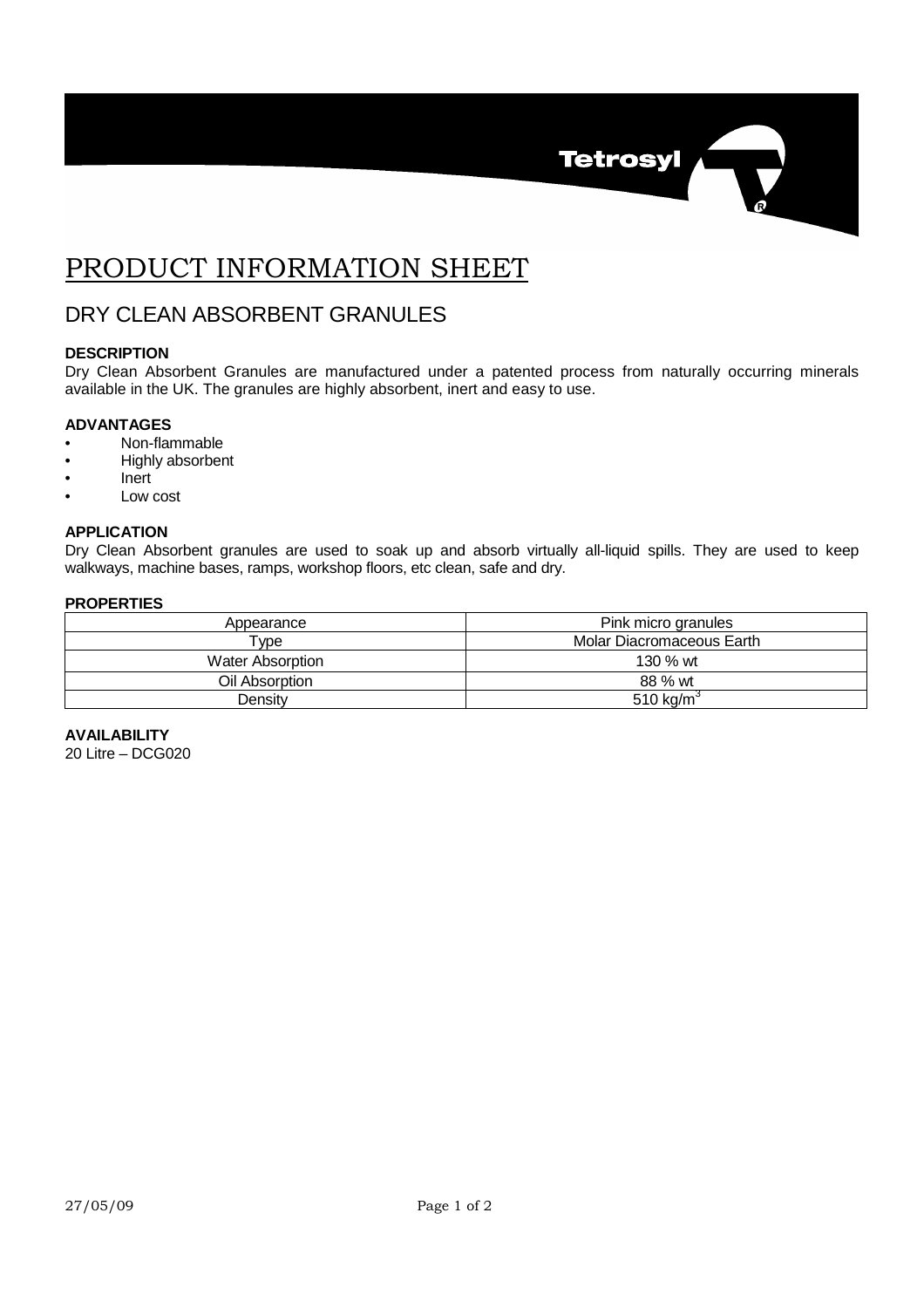# PRODUCT INFORMATION SHEET

## DRY CLEAN ABSORBENT GRANULES

### DESCRIPTION

Dry Clean Absorbent Granules are manufactured under a patented process from naturally occurring minerals available in the UK. The granules are highly absorbent, inert and easy to use.

### ADVANTAGES

- Non-flammable
- Highly absorbent
- Inert
- Low cost

### APPLICATION

Dry Clean Absorbent granules are used to soak up and absorb virtually all-liquid spills. They are used to keep walkways, machine bases, ramps, workshop floors, etc clean, safe and dry.

### PROPERTIES

| Property | Value |
|---|---|
| Appearance | Pink micro granules |
| Type | Molar Diacromaceous Earth |
| Water Absorption | 130 % wt |
| Oil Absorption | 88 % wt |
| Density | 510 kg/m$^3$ |

### AVAILABILITY

20 Litre – DCG020

27/05/09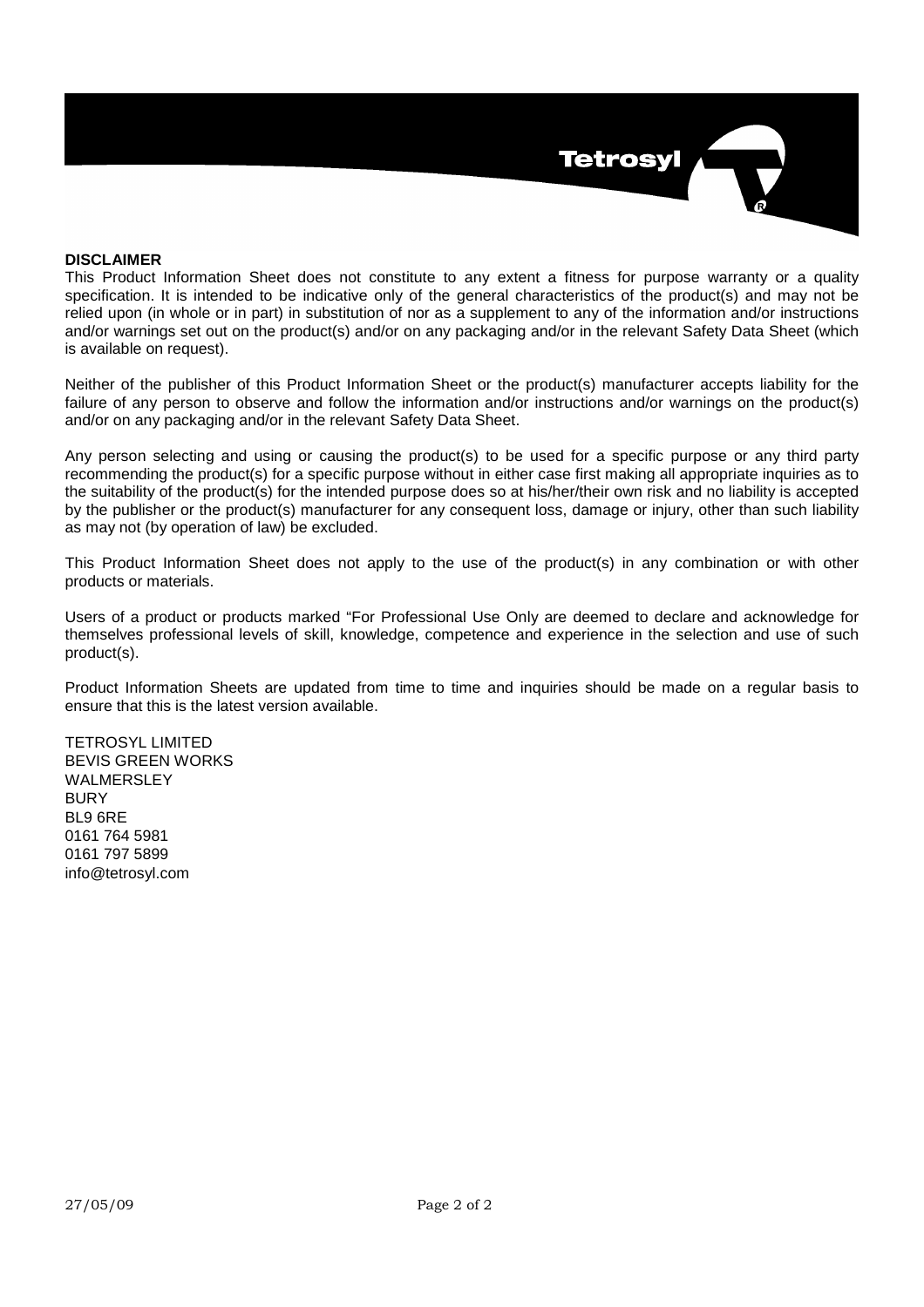**DISCLAIMER**

This Product Information Sheet does not constitute to any extent a fitness for purpose warranty or a quality specification. It is intended to be indicative only of the general characteristics of the product(s) and may not be relied upon (in whole or in part) in substitution of nor as a supplement to any of the information and/or instructions and/or warnings set out on the product(s) and/or on any packaging and/or in the relevant Safety Data Sheet (which is available on request).

Neither of the publisher of this Product Information Sheet or the product(s) manufacturer accepts liability for the failure of any person to observe and follow the information and/or instructions and/or warnings on the product(s) and/or on any packaging and/or in the relevant Safety Data Sheet.

Any person selecting and using or causing the product(s) to be used for a specific purpose or any third party recommending the product(s) for a specific purpose without in either case first making all appropriate inquiries as to the suitability of the product(s) for the intended purpose does so at his/her/their own risk and no liability is accepted by the publisher or the product(s) manufacturer for any consequent loss, damage or injury, other than such liability as may not (by operation of law) be excluded.

This Product Information Sheet does not apply to the use of the product(s) in any combination or with other products or materials.

Users of a product or products marked "For Professional Use Only are deemed to declare and acknowledge for themselves professional levels of skill, knowledge, competence and experience in the selection and use of such product(s).

Product Information Sheets are updated from time to time and inquiries should be made on a regular basis to ensure that this is the latest version available.

TETROSYL LIMITED
BEVIS GREEN WORKS
WALMERSLEY
BURY
BL9 6RE
0161 764 5981
0161 797 5899
info@tetrosyl.com

27/05/09